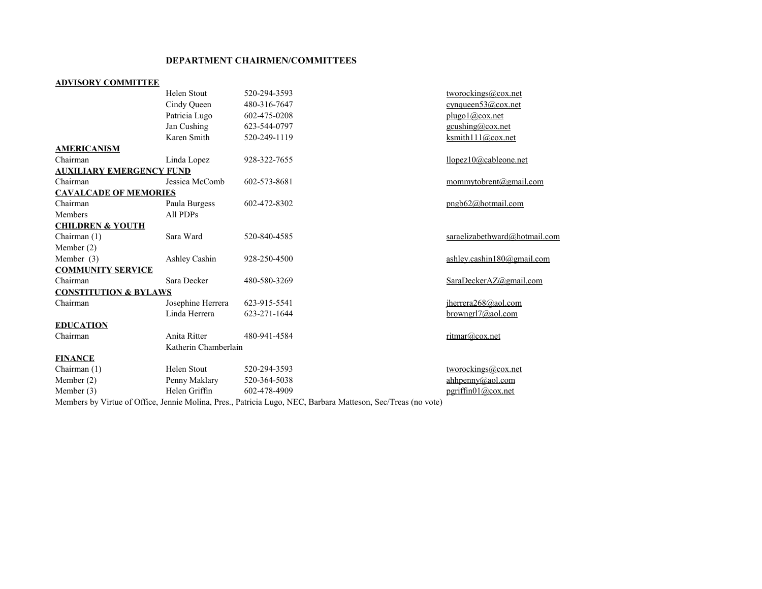## DEPARTMENT CHAIRMEN/COMMITTEES

| | | | |
|---|---|---|---|
| **ADVISORY COMMITTEE** | | | |
| | Helen Stout | 520-294-3593 | tworockings@cox.net |
| | Cindy Queen | 480-316-7647 | cynqueen53@cox.net |
| | Patricia Lugo | 602-475-0208 | plugo1@cox.net |
| | Jan Cushing | 623-544-0797 | gcushing@cox.net |
| | Karen Smith | 520-249-1119 | ksmith111@cox.net |
| **AMERICANISM** | | | |
| Chairman | Linda Lopez | 928-322-7655 | llopez10@cableone.net |
| **AUXILIARY EMERGENCY FUND** | | | |
| Chairman | Jessica McComb | 602-573-8681 | mommytobrent@gmail.com |
| **CAVALCADE OF MEMORIES** | | | |
| Chairman | Paula Burgess | 602-472-8302 | pngb62@hotmail.com |
| Members | All PDPs | | |
| **CHILDREN & YOUTH** | | | |
| Chairman (1) | Sara Ward | 520-840-4585 | saraelizabethward@hotmail.com |
| Member (2) | | | |
| Member (3) | Ashley Cashin | 928-250-4500 | ashley.cashin180@gmail.com |
| **COMMUNITY SERVICE** | | | |
| Chairman | Sara Decker | 480-580-3269 | SaraDeckerAZ@gmail.com |
| **CONSTITUTION & BYLAWS** | | | |
| Chairman | Josephine Herrera | 623-915-5541 | jherrera268@aol.com |
| | Linda Herrera | 623-271-1644 | browngrl7@aol.com |
| **EDUCATION** | | | |
| Chairman | Anita Ritter | 480-941-4584 | ritmar@cox.net |
| | Katherin Chamberlain | | |
| **FINANCE** | | | |
| Chairman (1) | Helen Stout | 520-294-3593 | tworockings@cox.net |
| Member (2) | Penny Maklary | 520-364-5038 | ahhpenny@aol.com |
| Member (3) | Helen Griffin | 602-478-4909 | pgriffin01@cox.net |

Members by Virtue of Office, Jennie Molina, Pres., Patricia Lugo, NEC, Barbara Matteson, Sec/Treas (no vote)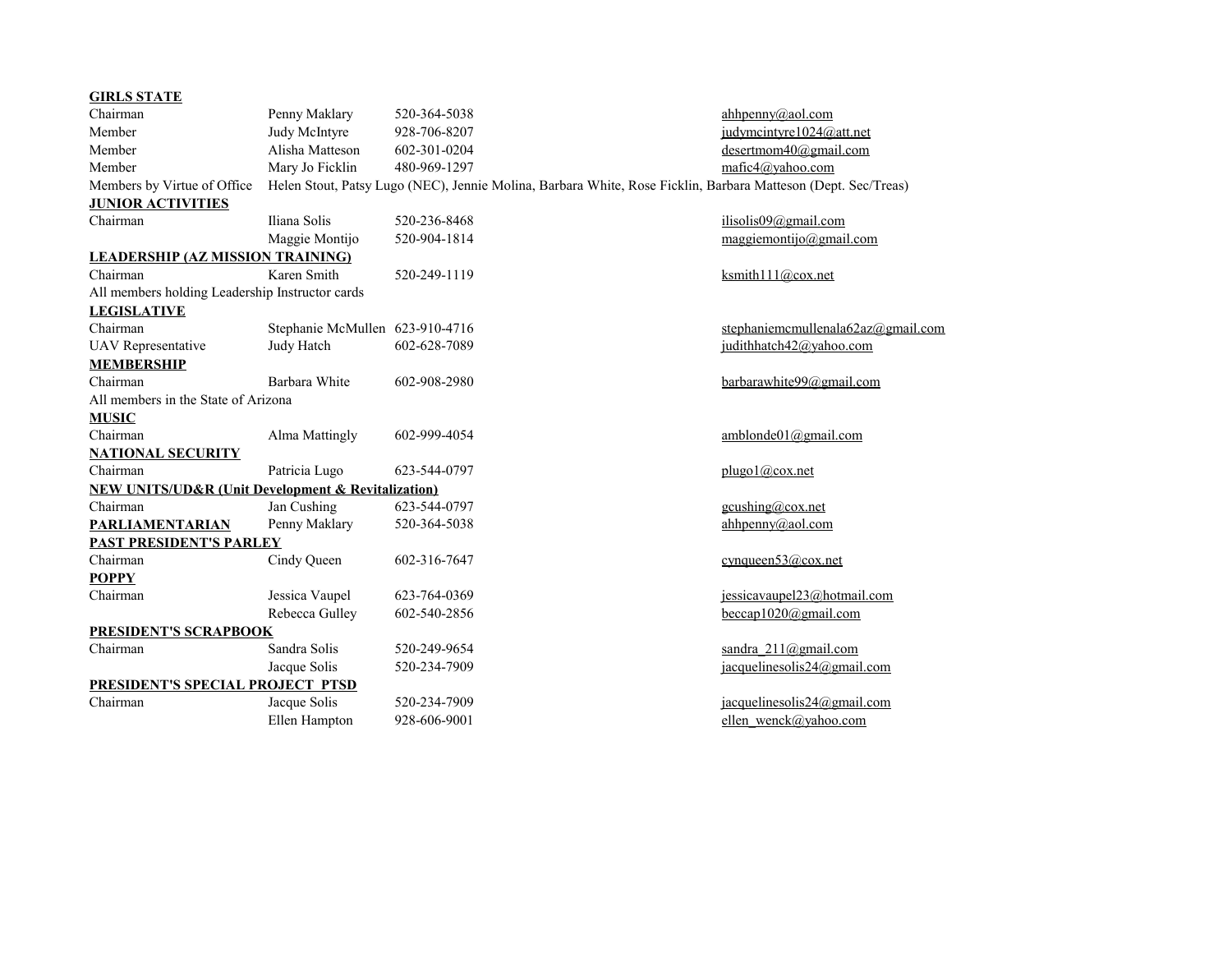**GIRLS STATE**

| | | | |
|---|---|---|---|
| Chairman | Penny Maklary | 520-364-5038 | ahhpenny@aol.com |
| Member | Judy McIntyre | 928-706-8207 | judymcintyre1024@att.net |
| Member | Alisha Matteson | 602-301-0204 | desertmom40@gmail.com |
| Member | Mary Jo Ficklin | 480-969-1297 | mafic4@yahoo.com |

Members by Virtue of Office: Helen Stout, Patsy Lugo (NEC), Jennie Molina, Barbara White, Rose Ficklin, Barbara Matteson (Dept. Sec/Treas)

**JUNIOR ACTIVITIES**

| | | | |
|---|---|---|---|
| Chairman | Iliana Solis | 520-236-8468 | ilisolis09@gmail.com |
| | Maggie Montijo | 520-904-1814 | maggiemontijo@gmail.com |

**LEADERSHIP (AZ MISSION TRAINING)**

| | | | |
|---|---|---|---|
| Chairman | Karen Smith | 520-249-1119 | ksmith111@cox.net |

All members holding Leadership Instructor cards

**LEGISLATIVE**

| | | | |
|---|---|---|---|
| Chairman | Stephanie McMullen | 623-910-4716 | stephaniemcmullenala62az@gmail.com |
| UAV Representative | Judy Hatch | 602-628-7089 | judithhatch42@yahoo.com |

**MEMBERSHIP**

| | | | |
|---|---|---|---|
| Chairman | Barbara White | 602-908-2980 | barbarawhite99@gmail.com |

All members in the State of Arizona

**MUSIC**

| | | | |
|---|---|---|---|
| Chairman | Alma Mattingly | 602-999-4054 | amblonde01@gmail.com |

**NATIONAL SECURITY**

| | | | |
|---|---|---|---|
| Chairman | Patricia Lugo | 623-544-0797 | plugo1@cox.net |

**NEW UNITS/UD&R (Unit Development & Revitalization)**

| | | | |
|---|---|---|---|
| Chairman | Jan Cushing | 623-544-0797 | gcushing@cox.net |

**PARLIAMENTARIAN**

| | | | |
|---|---|---|---|
| | Penny Maklary | 520-364-5038 | ahhpenny@aol.com |

**PAST PRESIDENT'S PARLEY**

| | | | |
|---|---|---|---|
| Chairman | Cindy Queen | 602-316-7647 | cynqueen53@cox.net |

**POPPY**

| | | | |
|---|---|---|---|
| Chairman | Jessica Vaupel | 623-764-0369 | jessicavaupel23@hotmail.com |
| | Rebecca Gulley | 602-540-2856 | beccap1020@gmail.com |

**PRESIDENT'S SCRAPBOOK**

| | | | |
|---|---|---|---|
| Chairman | Sandra Solis | 520-249-9654 | sandra_211@gmail.com |
| | Jacque Solis | 520-234-7909 | jacquelinesolis24@gmail.com |

**PRESIDENT'S SPECIAL PROJECT PTSD**

| | | | |
|---|---|---|---|
| Chairman | Jacque Solis | 520-234-7909 | jacquelinesolis24@gmail.com |
| | Ellen Hampton | 928-606-9001 | ellen_wenck@yahoo.com |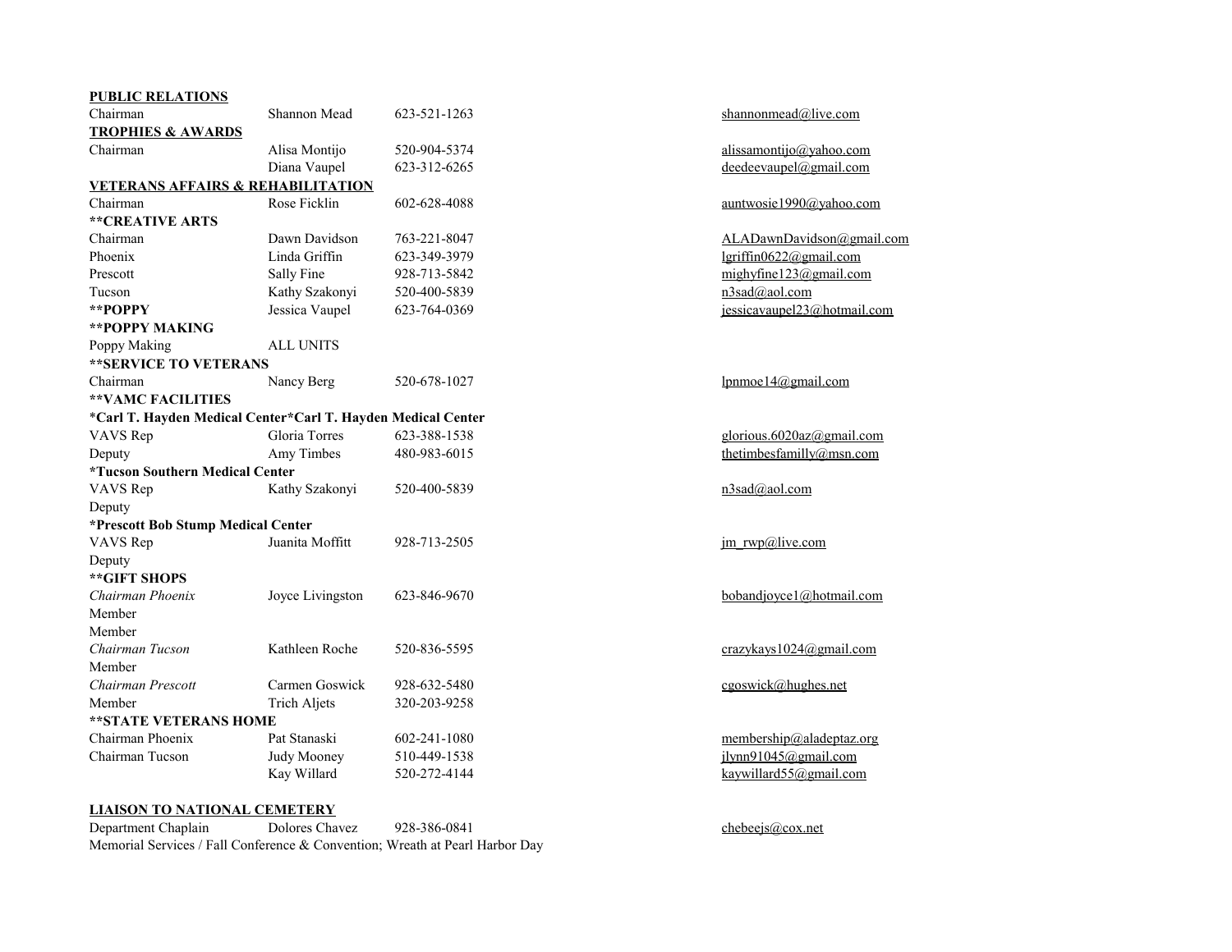| | | | |
|---|---|---|---|
| **PUBLIC RELATIONS** | | | |
| Chairman | Shannon Mead | 623-521-1263 | shannonmead@live.com |
| **TROPHIES & AWARDS** | | | |
| Chairman | Alisa Montijo | 520-904-5374 | alissamontijo@yahoo.com |
| | Diana Vaupel | 623-312-6265 | deedeevaupel@gmail.com |
| **VETERANS AFFAIRS & REHABILITATION** | | | |
| Chairman | Rose Ficklin | 602-628-4088 | auntwosie1990@yahoo.com |
| **\*\*CREATIVE ARTS** | | | |
| Chairman | Dawn Davidson | 763-221-8047 | ALADawnDavidson@gmail.com |
| Phoenix | Linda Griffin | 623-349-3979 | lgriffin0622@gmail.com |
| Prescott | Sally Fine | 928-713-5842 | mighyfine123@gmail.com |
| Tucson | Kathy Szakonyi | 520-400-5839 | n3sad@aol.com |
| **\*\*POPPY** | Jessica Vaupel | 623-764-0369 | jessicavaupel23@hotmail.com |
| **\*\*POPPY MAKING** | | | |
| Poppy Making | ALL UNITS | | |
| **\*\*SERVICE TO VETERANS** | | | |
| Chairman | Nancy Berg | 520-678-1027 | lpnmoe14@gmail.com |
| **\*\*VAMC FACILITIES** | | | |
| **\*Carl T. Hayden Medical Center\*Carl T. Hayden Medical Center** | | | |
| VAVS Rep | Gloria Torres | 623-388-1538 | glorious.6020az@gmail.com |
| Deputy | Amy Timbes | 480-983-6015 | thetimbesfamilly@msn.com |
| **\*Tucson Southern Medical Center** | | | |
| VAVS Rep | Kathy Szakonyi | 520-400-5839 | n3sad@aol.com |
| Deputy | | | |
| **\*Prescott Bob Stump Medical Center** | | | |
| VAVS Rep | Juanita Moffitt | 928-713-2505 | jm_rwp@live.com |
| Deputy | | | |
| **\*\*GIFT SHOPS** | | | |
| *Chairman Phoenix* | Joyce Livingston | 623-846-9670 | bobandjoyce1@hotmail.com |
| Member | | | |
| Member | | | |
| *Chairman Tucson* | Kathleen Roche | 520-836-5595 | crazykays1024@gmail.com |
| Member | | | |
| *Chairman Prescott* | Carmen Goswick | 928-632-5480 | cgoswick@hughes.net |
| Member | Trich Aljets | 320-203-9258 | |
| **\*\*STATE VETERANS HOME** | | | |
| Chairman Phoenix | Pat Stanaski | 602-241-1080 | membership@aladeptaz.org |
| Chairman Tucson | Judy Mooney | 510-449-1538 | jlynn91045@gmail.com |
| | Kay Willard | 520-272-4144 | kaywillard55@gmail.com |
| **LIAISON TO NATIONAL CEMETERY** | | | |
| Department Chaplain | Dolores Chavez | 928-386-0841 | chebeejs@cox.net |

Memorial Services / Fall Conference & Convention; Wreath at Pearl Harbor Day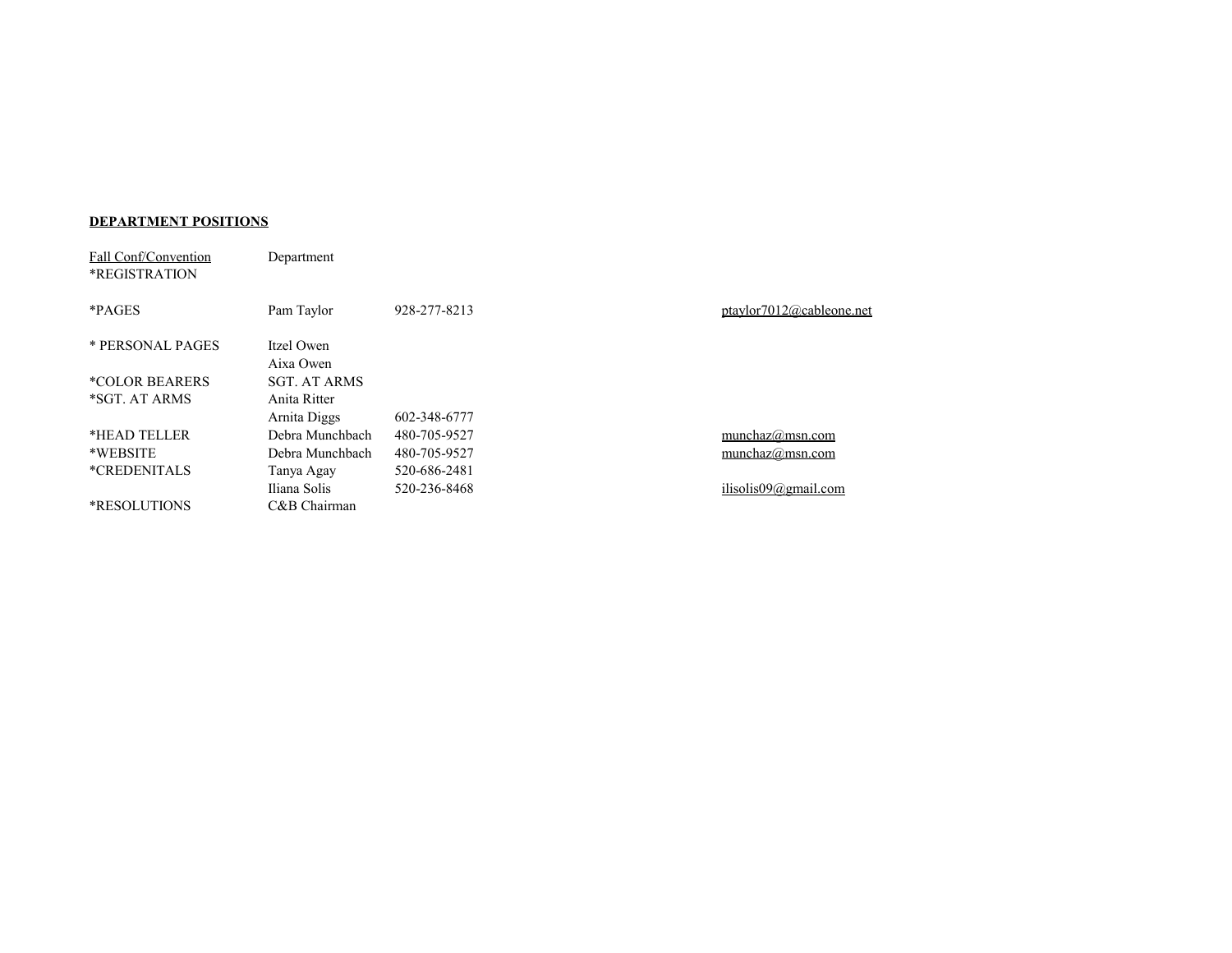**DEPARTMENT POSITIONS**

| Fall Conf/Convention | Department | | |
|---|---|---|---|
| *REGISTRATION | | | |
| *PAGES | Pam Taylor | 928-277-8213 | ptaylor7012@cableone.net |
| * PERSONAL PAGES | Itzel Owen | | |
| | Aixa Owen | | |
| *COLOR BEARERS | SGT. AT ARMS | | |
| *SGT. AT ARMS | Anita Ritter | | |
| | Arnita Diggs | 602-348-6777 | |
| *HEAD TELLER | Debra Munchbach | 480-705-9527 | munchaz@msn.com |
| *WEBSITE | Debra Munchbach | 480-705-9527 | munchaz@msn.com |
| *CREDENITALS | Tanya Agay | 520-686-2481 | |
| | Iliana Solis | 520-236-8468 | ilisolis09@gmail.com |
| *RESOLUTIONS | C&B Chairman | | |